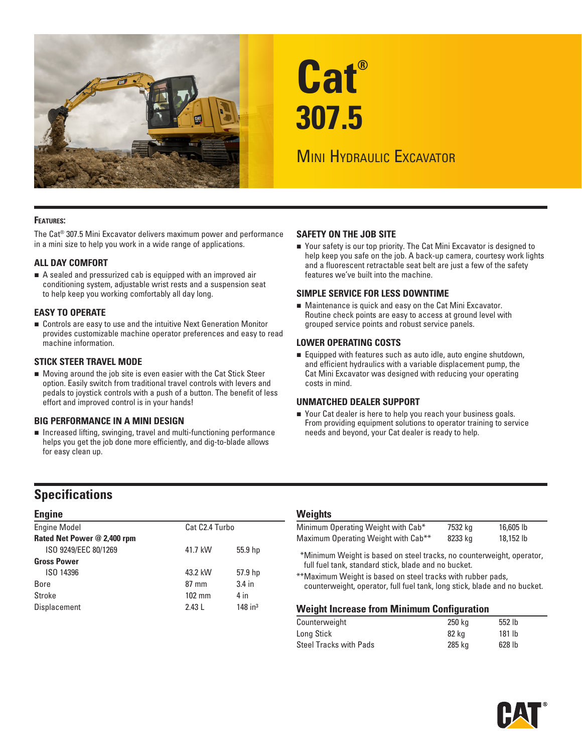# Cat® 307.5

## Mini Hydraulic Excavator

### Features:

The Cat® 307.5 Mini Excavator delivers maximum power and performance in a mini size to help you work in a wide range of applications.

### ALL DAY COMFORT

- A sealed and pressurized cab is equipped with an improved air conditioning system, adjustable wrist rests and a suspension seat to help keep you working comfortably all day long.

### EASY TO OPERATE

- Controls are easy to use and the intuitive Next Generation Monitor provides customizable machine operator preferences and easy to read machine information.

### STICK STEER TRAVEL MODE

- Moving around the job site is even easier with the Cat Stick Steer option. Easily switch from traditional travel controls with levers and pedals to joystick controls with a push of a button. The benefit of less effort and improved control is in your hands!

### BIG PERFORMANCE IN A MINI DESIGN

- Increased lifting, swinging, travel and multi-functioning performance helps you get the job done more efficiently, and dig-to-blade allows for easy clean up.

### SAFETY ON THE JOB SITE

- Your safety is our top priority. The Cat Mini Excavator is designed to help keep you safe on the job. A back-up camera, courtesy work lights and a fluorescent retractable seat belt are just a few of the safety features we've built into the machine.

### SIMPLE SERVICE FOR LESS DOWNTIME

- Maintenance is quick and easy on the Cat Mini Excavator. Routine check points are easy to access at ground level with grouped service points and robust service panels.

### LOWER OPERATING COSTS

- Equipped with features such as auto idle, auto engine shutdown, and efficient hydraulics with a variable displacement pump, the Cat Mini Excavator was designed with reducing your operating costs in mind.

### UNMATCHED DEALER SUPPORT

- Your Cat dealer is here to help you reach your business goals. From providing equipment solutions to operator training to service needs and beyond, your Cat dealer is ready to help.

## Specifications

### Engine

| | | |
|---|---|---|
| Engine Model | Cat C2.4 Turbo | |
| **Rated Net Power @ 2,400 rpm** | | |
| ISO 9249/EEC 80/1269 | 41.7 kW | 55.9 hp |
| **Gross Power** | | |
| ISO 14396 | 43.2 kW | 57.9 hp |
| Bore | 87 mm | 3.4 in |
| Stroke | 102 mm | 4 in |
| Displacement | 2.43 L | 148 in³ |

### Weights

| | | |
|---|---|---|
| Minimum Operating Weight with Cab* | 7532 kg | 16,605 lb |
| Maximum Operating Weight with Cab** | 8233 kg | 18,152 lb |

*Minimum Weight is based on steel tracks, no counterweight, operator, full fuel tank, standard stick, blade and no bucket.

**Maximum Weight is based on steel tracks with rubber pads, counterweight, operator, full fuel tank, long stick, blade and no bucket.

### Weight Increase from Minimum Configuration

| | | |
|---|---|---|
| Counterweight | 250 kg | 552 lb |
| Long Stick | 82 kg | 181 lb |
| Steel Tracks with Pads | 285 kg | 628 lb |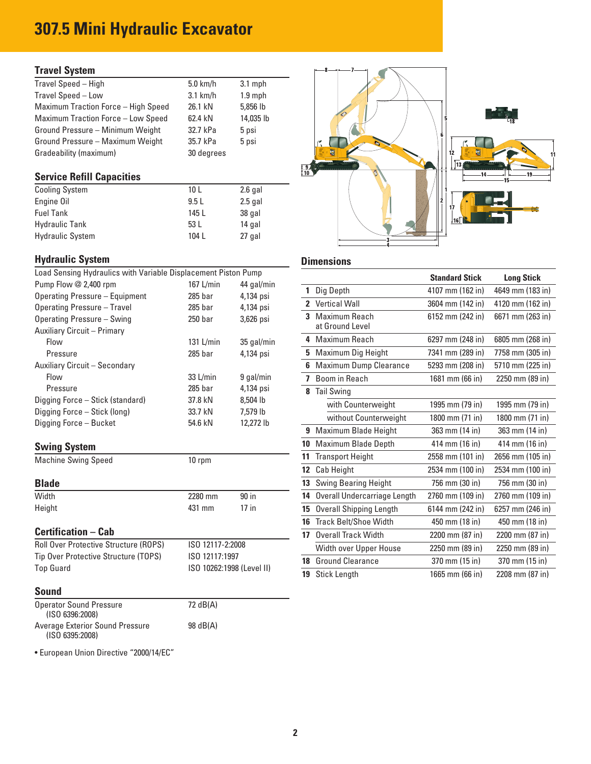# 307.5 Mini Hydraulic Excavator

## Travel System

| | | |
|---|---|---|
| Travel Speed – High | 5.0 km/h | 3.1 mph |
| Travel Speed – Low | 3.1 km/h | 1.9 mph |
| Maximum Traction Force – High Speed | 26.1 kN | 5,856 lb |
| Maximum Traction Force – Low Speed | 62.4 kN | 14,035 lb |
| Ground Pressure – Minimum Weight | 32.7 kPa | 5 psi |
| Ground Pressure – Maximum Weight | 35.7 kPa | 5 psi |
| Gradeability (maximum) | 30 degrees | |

## Service Refill Capacities

| | | |
|---|---|---|
| Cooling System | 10 L | 2.6 gal |
| Engine Oil | 9.5 L | 2.5 gal |
| Fuel Tank | 145 L | 38 gal |
| Hydraulic Tank | 53 L | 14 gal |
| Hydraulic System | 104 L | 27 gal |

## Hydraulic System

| | | |
|---|---|---|
| Load Sensing Hydraulics with Variable Displacement Piston Pump | | |
| Pump Flow @ 2,400 rpm | 167 L/min | 44 gal/min |
| Operating Pressure – Equipment | 285 bar | 4,134 psi |
| Operating Pressure – Travel | 285 bar | 4,134 psi |
| Operating Pressure – Swing | 250 bar | 3,626 psi |
| Auxiliary Circuit – Primary | | |
| Flow | 131 L/min | 35 gal/min |
| Pressure | 285 bar | 4,134 psi |
| Auxiliary Circuit – Secondary | | |
| Flow | 33 L/min | 9 gal/min |
| Pressure | 285 bar | 4,134 psi |
| Digging Force – Stick (standard) | 37.8 kN | 8,504 lb |
| Digging Force – Stick (long) | 33.7 kN | 7,579 lb |
| Digging Force – Bucket | 54.6 kN | 12,272 lb |

## Swing System

| | |
|---|---|
| Machine Swing Speed | 10 rpm |

## Blade

| | | |
|---|---|---|
| Width | 2280 mm | 90 in |
| Height | 431 mm | 17 in |

## Certification – Cab

| | |
|---|---|
| Roll Over Protective Structure (ROPS) | ISO 12117-2:2008 |
| Tip Over Protective Structure (TOPS) | ISO 12117:1997 |
| Top Guard | ISO 10262:1998 (Level II) |

## Sound

| | |
|---|---|
| Operator Sound Pressure (ISO 6396:2008) | 72 dB(A) |
| Average Exterior Sound Pressure (ISO 6395:2008) | 98 dB(A) |

• European Union Directive "2000/14/EC"

## Dimensions

| | | Standard Stick | Long Stick |
|---|---|---|---|
| 1 | Dig Depth | 4107 mm (162 in) | 4649 mm (183 in) |
| 2 | Vertical Wall | 3604 mm (142 in) | 4120 mm (162 in) |
| 3 | Maximum Reach at Ground Level | 6152 mm (242 in) | 6671 mm (263 in) |
| 4 | Maximum Reach | 6297 mm (248 in) | 6805 mm (268 in) |
| 5 | Maximum Dig Height | 7341 mm (289 in) | 7758 mm (305 in) |
| 6 | Maximum Dump Clearance | 5293 mm (208 in) | 5710 mm (225 in) |
| 7 | Boom in Reach | 1681 mm (66 in) | 2250 mm (89 in) |
| 8 | Tail Swing | | |
| | with Counterweight | 1995 mm (79 in) | 1995 mm (79 in) |
| | without Counterweight | 1800 mm (71 in) | 1800 mm (71 in) |
| 9 | Maximum Blade Height | 363 mm (14 in) | 363 mm (14 in) |
| 10 | Maximum Blade Depth | 414 mm (16 in) | 414 mm (16 in) |
| 11 | Transport Height | 2558 mm (101 in) | 2656 mm (105 in) |
| 12 | Cab Height | 2534 mm (100 in) | 2534 mm (100 in) |
| 13 | Swing Bearing Height | 756 mm (30 in) | 756 mm (30 in) |
| 14 | Overall Undercarriage Length | 2760 mm (109 in) | 2760 mm (109 in) |
| 15 | Overall Shipping Length | 6144 mm (242 in) | 6257 mm (246 in) |
| 16 | Track Belt/Shoe Width | 450 mm (18 in) | 450 mm (18 in) |
| 17 | Overall Track Width | 2200 mm (87 in) | 2200 mm (87 in) |
| | Width over Upper House | 2250 mm (89 in) | 2250 mm (89 in) |
| 18 | Ground Clearance | 370 mm (15 in) | 370 mm (15 in) |
| 19 | Stick Length | 1665 mm (66 in) | 2208 mm (87 in) |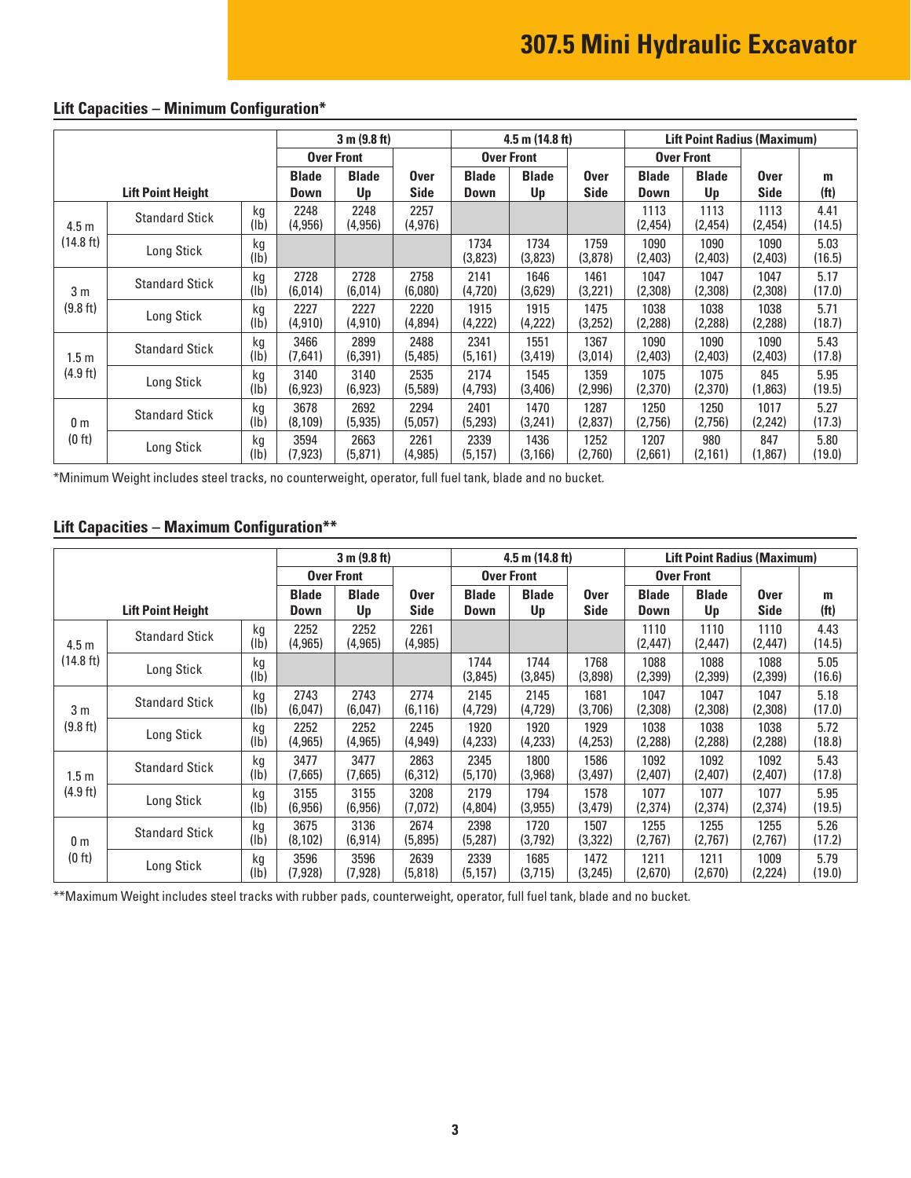## Lift Capacities – Minimum Configuration*

| Lift Point Height | | | 3 m (9.8 ft) | | | 4.5 m (14.8 ft) | | | Lift Point Radius (Maximum) | | | |
|---|---|---|---|---|---|---|---|---|---|---|---|---|
| | | | Over Front | | | Over Front | | | Over Front | | | |
| | | | Blade Down | Blade Up | Over Side | Blade Down | Blade Up | Over Side | Blade Down | Blade Up | Over Side | m (ft) |
| 4.5 m (14.8 ft) | Standard Stick | kg (lb) | 2248 (4,956) | 2248 (4,956) | 2257 (4,976) | | | | 1113 (2,454) | 1113 (2,454) | 1113 (2,454) | 4.41 (14.5) |
| | Long Stick | kg (lb) | | | | 1734 (3,823) | 1734 (3,823) | 1759 (3,878) | 1090 (2,403) | 1090 (2,403) | 1090 (2,403) | 5.03 (16.5) |
| 3 m (9.8 ft) | Standard Stick | kg (lb) | 2728 (6,014) | 2728 (6,014) | 2758 (6,080) | 2141 (4,720) | 1646 (3,629) | 1461 (3,221) | 1047 (2,308) | 1047 (2,308) | 1047 (2,308) | 5.17 (17.0) |
| | Long Stick | kg (lb) | 2227 (4,910) | 2227 (4,910) | 2220 (4,894) | 1915 (4,222) | 1915 (4,222) | 1475 (3,252) | 1038 (2,288) | 1038 (2,288) | 1038 (2,288) | 5.71 (18.7) |
| 1.5 m (4.9 ft) | Standard Stick | kg (lb) | 3466 (7,641) | 2899 (6,391) | 2488 (5,485) | 2341 (5,161) | 1551 (3,419) | 1367 (3,014) | 1090 (2,403) | 1090 (2,403) | 1090 (2,403) | 5.43 (17.8) |
| | Long Stick | kg (lb) | 3140 (6,923) | 3140 (6,923) | 2535 (5,589) | 2174 (4,793) | 1545 (3,406) | 1359 (2,996) | 1075 (2,370) | 1075 (2,370) | 845 (1,863) | 5.95 (19.5) |
| 0 m (0 ft) | Standard Stick | kg (lb) | 3678 (8,109) | 2692 (5,935) | 2294 (5,057) | 2401 (5,293) | 1470 (3,241) | 1287 (2,837) | 1250 (2,756) | 1250 (2,756) | 1017 (2,242) | 5.27 (17.3) |
| | Long Stick | kg (lb) | 3594 (7,923) | 2663 (5,871) | 2261 (4,985) | 2339 (5,157) | 1436 (3,166) | 1252 (2,760) | 1207 (2,661) | 980 (2,161) | 847 (1,867) | 5.80 (19.0) |

*Minimum Weight includes steel tracks, no counterweight, operator, full fuel tank, blade and no bucket.

## Lift Capacities – Maximum Configuration**

| Lift Point Height | | | 3 m (9.8 ft) | | | 4.5 m (14.8 ft) | | | Lift Point Radius (Maximum) | | | |
|---|---|---|---|---|---|---|---|---|---|---|---|---|
| | | | Over Front | | | Over Front | | | Over Front | | | |
| | | | Blade Down | Blade Up | Over Side | Blade Down | Blade Up | Over Side | Blade Down | Blade Up | Over Side | m (ft) |
| 4.5 m (14.8 ft) | Standard Stick | kg (lb) | 2252 (4,965) | 2252 (4,965) | 2261 (4,985) | | | | 1110 (2,447) | 1110 (2,447) | 1110 (2,447) | 4.43 (14.5) |
| | Long Stick | kg (lb) | | | | 1744 (3,845) | 1744 (3,845) | 1768 (3,898) | 1088 (2,399) | 1088 (2,399) | 1088 (2,399) | 5.05 (16.6) |
| 3 m (9.8 ft) | Standard Stick | kg (lb) | 2743 (6,047) | 2743 (6,047) | 2774 (6,116) | 2145 (4,729) | 2145 (4,729) | 1681 (3,706) | 1047 (2,308) | 1047 (2,308) | 1047 (2,308) | 5.18 (17.0) |
| | Long Stick | kg (lb) | 2252 (4,965) | 2252 (4,965) | 2245 (4,949) | 1920 (4,233) | 1920 (4,233) | 1929 (4,253) | 1038 (2,288) | 1038 (2,288) | 1038 (2,288) | 5.72 (18.8) |
| 1.5 m (4.9 ft) | Standard Stick | kg (lb) | 3477 (7,665) | 3477 (7,665) | 2863 (6,312) | 2345 (5,170) | 1800 (3,968) | 1586 (3,497) | 1092 (2,407) | 1092 (2,407) | 1092 (2,407) | 5.43 (17.8) |
| | Long Stick | kg (lb) | 3155 (6,956) | 3155 (6,956) | 3208 (7,072) | 2179 (4,804) | 1794 (3,955) | 1578 (3,479) | 1077 (2,374) | 1077 (2,374) | 1077 (2,374) | 5.95 (19.5) |
| 0 m (0 ft) | Standard Stick | kg (lb) | 3675 (8,102) | 3136 (6,914) | 2674 (5,895) | 2398 (5,287) | 1720 (3,792) | 1507 (3,322) | 1255 (2,767) | 1255 (2,767) | 1255 (2,767) | 5.26 (17.2) |
| | Long Stick | kg (lb) | 3596 (7,928) | 3596 (7,928) | 2639 (5,818) | 2339 (5,157) | 1685 (3,715) | 1472 (3,245) | 1211 (2,670) | 1211 (2,670) | 1009 (2,224) | 5.79 (19.0) |

**Maximum Weight includes steel tracks with rubber pads, counterweight, operator, full fuel tank, blade and no bucket.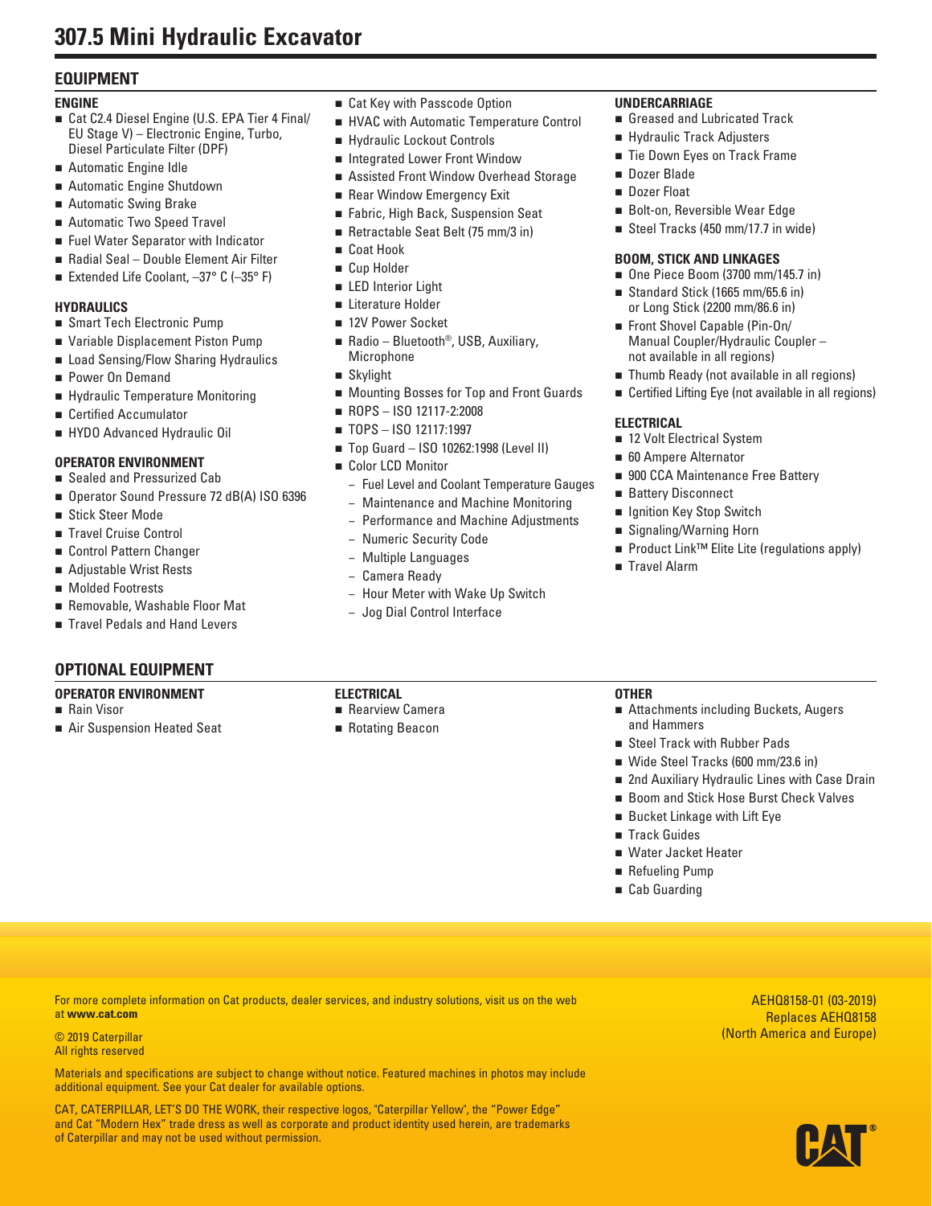# 307.5 Mini Hydraulic Excavator

## EQUIPMENT

### ENGINE

- Cat C2.4 Diesel Engine (U.S. EPA Tier 4 Final/ EU Stage V) – Electronic Engine, Turbo, Diesel Particulate Filter (DPF)
- Automatic Engine Idle
- Automatic Engine Shutdown
- Automatic Swing Brake
- Automatic Two Speed Travel
- Fuel Water Separator with Indicator
- Radial Seal – Double Element Air Filter
- Extended Life Coolant, –37° C (–35° F)

### HYDRAULICS

- Smart Tech Electronic Pump
- Variable Displacement Piston Pump
- Load Sensing/Flow Sharing Hydraulics
- Power On Demand
- Hydraulic Temperature Monitoring
- Certified Accumulator
- HYDO Advanced Hydraulic Oil

### OPERATOR ENVIRONMENT

- Sealed and Pressurized Cab
- Operator Sound Pressure 72 dB(A) ISO 6396
- Stick Steer Mode
- Travel Cruise Control
- Control Pattern Changer
- Adjustable Wrist Rests
- Molded Footrests
- Removable, Washable Floor Mat
- Travel Pedals and Hand Levers
- Cat Key with Passcode Option
- HVAC with Automatic Temperature Control
- Hydraulic Lockout Controls
- Integrated Lower Front Window
- Assisted Front Window Overhead Storage
- Rear Window Emergency Exit
- Fabric, High Back, Suspension Seat
- Retractable Seat Belt (75 mm/3 in)
- Coat Hook
- Cup Holder
- LED Interior Light
- Literature Holder
- 12V Power Socket
- Radio – Bluetooth®, USB, Auxiliary, Microphone
- Skylight
- Mounting Bosses for Top and Front Guards
- ROPS – ISO 12117-2:2008
- TOPS – ISO 12117:1997
- Top Guard – ISO 10262:1998 (Level II)
- Color LCD Monitor
  - Fuel Level and Coolant Temperature Gauges
  - Maintenance and Machine Monitoring
  - Performance and Machine Adjustments
  - Numeric Security Code
  - Multiple Languages
  - Camera Ready
  - Hour Meter with Wake Up Switch
  - Jog Dial Control Interface

### UNDERCARRIAGE

- Greased and Lubricated Track
- Hydraulic Track Adjusters
- Tie Down Eyes on Track Frame
- Dozer Blade
- Dozer Float
- Bolt-on, Reversible Wear Edge
- Steel Tracks (450 mm/17.7 in wide)

### BOOM, STICK AND LINKAGES

- One Piece Boom (3700 mm/145.7 in)
- Standard Stick (1665 mm/65.6 in) or Long Stick (2200 mm/86.6 in)
- Front Shovel Capable (Pin-On/ Manual Coupler/Hydraulic Coupler – not available in all regions)
- Thumb Ready (not available in all regions)
- Certified Lifting Eye (not available in all regions)

### ELECTRICAL

- 12 Volt Electrical System
- 60 Ampere Alternator
- 900 CCA Maintenance Free Battery
- Battery Disconnect
- Ignition Key Stop Switch
- Signaling/Warning Horn
- Product Link™ Elite Lite (regulations apply)
- Travel Alarm

## OPTIONAL EQUIPMENT

### OPERATOR ENVIRONMENT

- Rain Visor
- Air Suspension Heated Seat

### ELECTRICAL

- Rearview Camera
- Rotating Beacon

### OTHER

- Attachments including Buckets, Augers and Hammers
- Steel Track with Rubber Pads
- Wide Steel Tracks (600 mm/23.6 in)
- 2nd Auxiliary Hydraulic Lines with Case Drain
- Boom and Stick Hose Burst Check Valves
- Bucket Linkage with Lift Eye
- Track Guides
- Water Jacket Heater
- Refueling Pump
- Cab Guarding

For more complete information on Cat products, dealer services, and industry solutions, visit us on the web at **www.cat.com**

© 2019 Caterpillar
All rights reserved

Materials and specifications are subject to change without notice. Featured machines in photos may include additional equipment. See your Cat dealer for available options.

CAT, CATERPILLAR, LET'S DO THE WORK, their respective logos, "Caterpillar Yellow", the "Power Edge" and Cat "Modern Hex" trade dress as well as corporate and product identity used herein, are trademarks of Caterpillar and may not be used without permission.

AEHQ8158-01 (03-2019)
Replaces AEHQ8158
(North America and Europe)